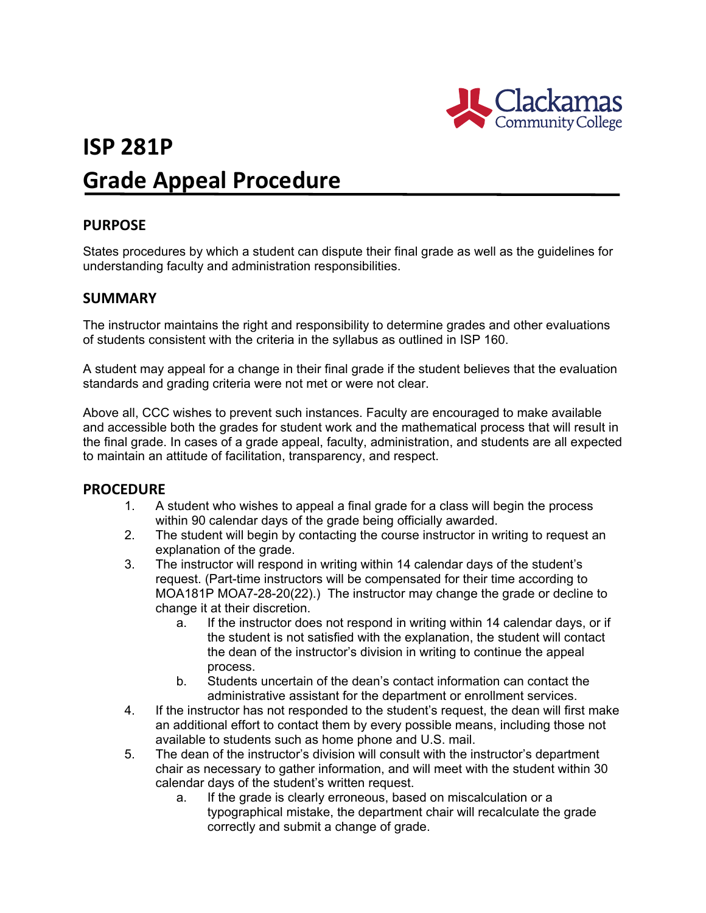# ISP 281P

# Grade Appeal Procedure

## PURPOSE

States procedures by which a student can dispute their final grade as well as the guidelines for understanding faculty and administration responsibilities.

## SUMMARY

The instructor maintains the right and responsibility to determine grades and other evaluations of students consistent with the criteria in the syllabus as outlined in ISP 160.

A student may appeal for a change in their final grade if the student believes that the evaluation standards and grading criteria were not met or were not clear.

Above all, CCC wishes to prevent such instances. Faculty are encouraged to make available and accessible both the grades for student work and the mathematical process that will result in the final grade. In cases of a grade appeal, faculty, administration, and students are all expected to maintain an attitude of facilitation, transparency, and respect.

## PROCEDURE

1. A student who wishes to appeal a final grade for a class will begin the process within 90 calendar days of the grade being officially awarded.
2. The student will begin by contacting the course instructor in writing to request an explanation of the grade.
3. The instructor will respond in writing within 14 calendar days of the student's request. (Part-time instructors will be compensated for their time according to MOA181P MOA7-28-20(22).) The instructor may change the grade or decline to change it at their discretion.
   a. If the instructor does not respond in writing within 14 calendar days, or if the student is not satisfied with the explanation, the student will contact the dean of the instructor's division in writing to continue the appeal process.
   b. Students uncertain of the dean's contact information can contact the administrative assistant for the department or enrollment services.
4. If the instructor has not responded to the student's request, the dean will first make an additional effort to contact them by every possible means, including those not available to students such as home phone and U.S. mail.
5. The dean of the instructor's division will consult with the instructor's department chair as necessary to gather information, and will meet with the student within 30 calendar days of the student's written request.
   a. If the grade is clearly erroneous, based on miscalculation or a typographical mistake, the department chair will recalculate the grade correctly and submit a change of grade.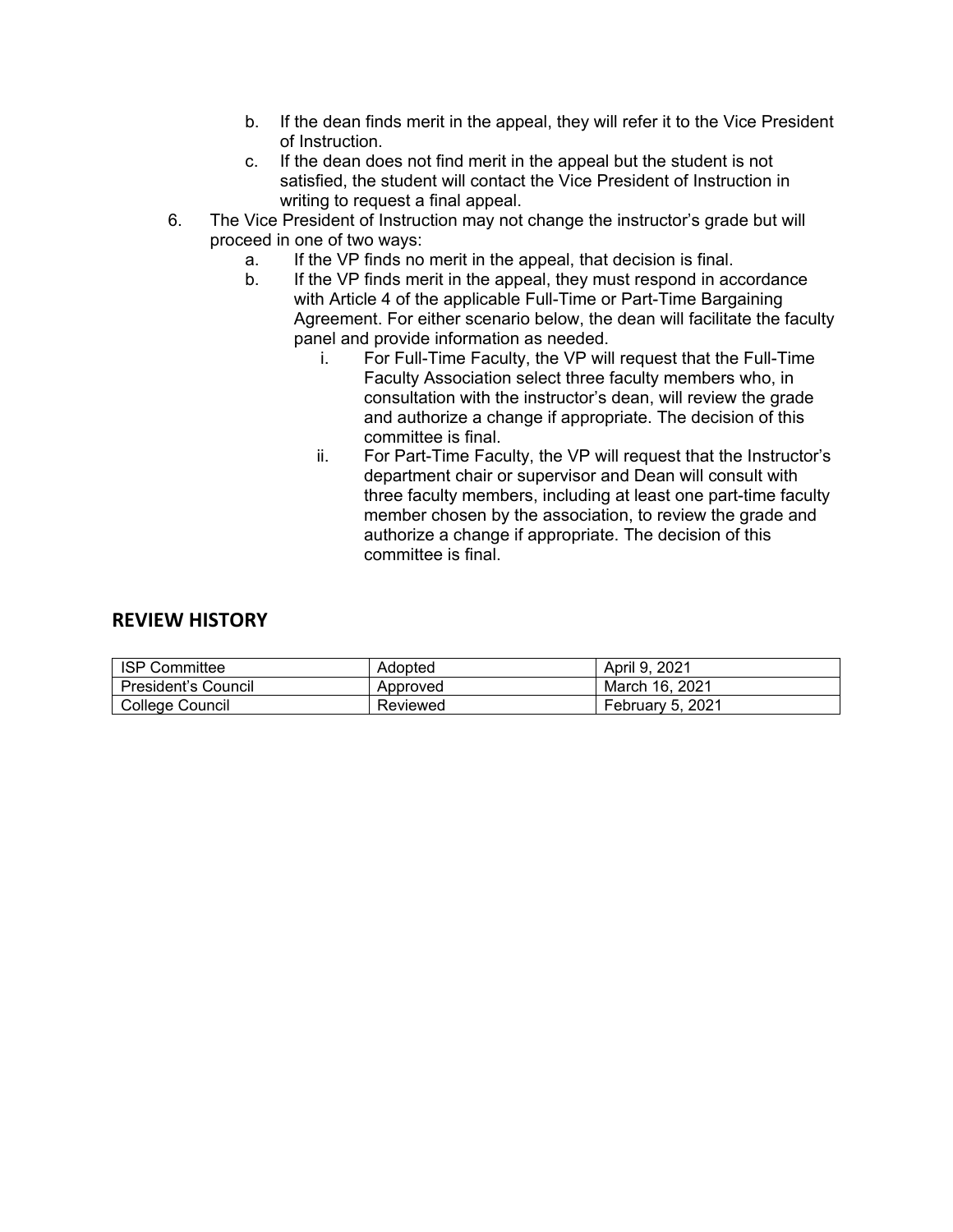b. If the dean finds merit in the appeal, they will refer it to the Vice President of Instruction.
   c. If the dean does not find merit in the appeal but the student is not satisfied, the student will contact the Vice President of Instruction in writing to request a final appeal.

6. The Vice President of Instruction may not change the instructor's grade but will proceed in one of two ways:
   a. If the VP finds no merit in the appeal, that decision is final.
   b. If the VP finds merit in the appeal, they must respond in accordance with Article 4 of the applicable Full-Time or Part-Time Bargaining Agreement. For either scenario below, the dean will facilitate the faculty panel and provide information as needed.
      i. For Full-Time Faculty, the VP will request that the Full-Time Faculty Association select three faculty members who, in consultation with the instructor's dean, will review the grade and authorize a change if appropriate. The decision of this committee is final.
      ii. For Part-Time Faculty, the VP will request that the Instructor's department chair or supervisor and Dean will consult with three faculty members, including at least one part-time faculty member chosen by the association, to review the grade and authorize a change if appropriate. The decision of this committee is final.

## REVIEW HISTORY

| | | |
|---|---|---|
| ISP Committee | Adopted | April 9, 2021 |
| President's Council | Approved | March 16, 2021 |
| College Council | Reviewed | February 5, 2021 |